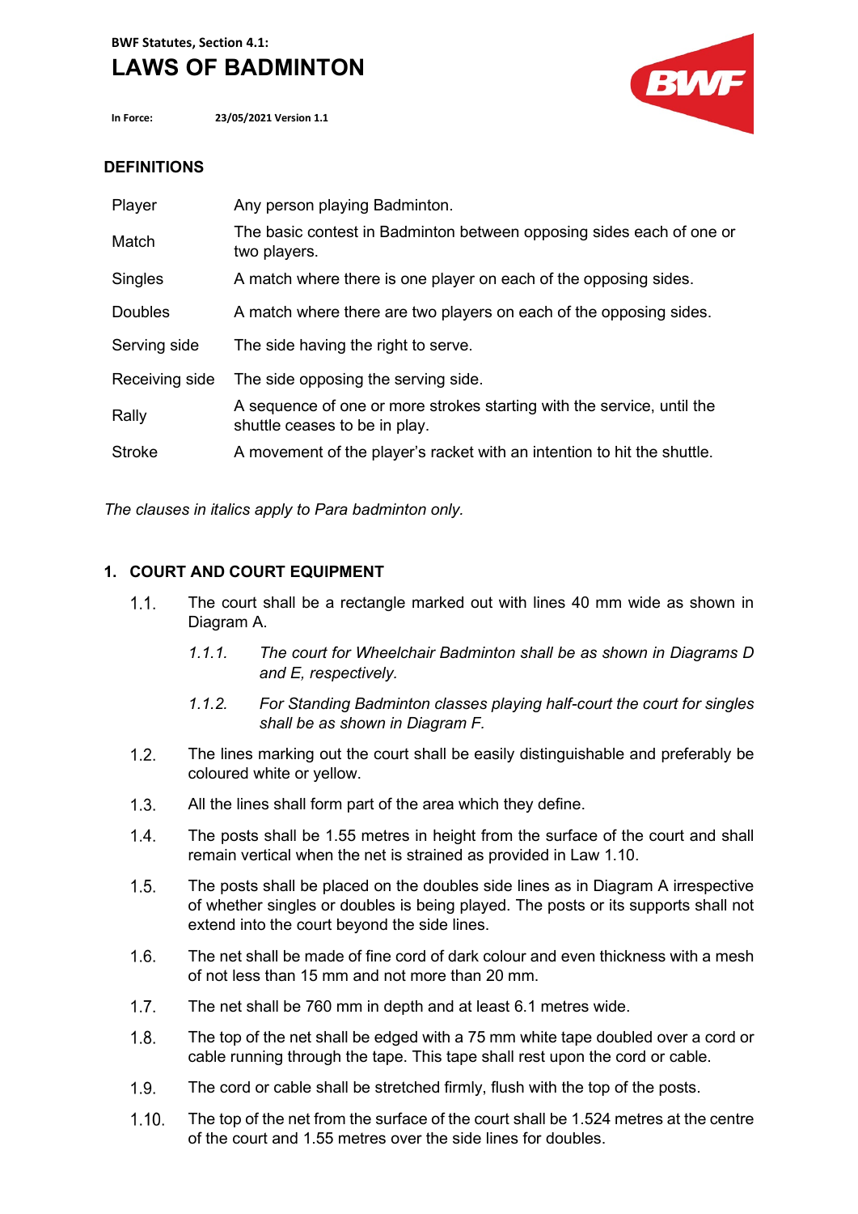**BWF Statutes, Section 4.1:**

# LAWS OF BADMINTON

**In Force:** **23/05/2021 Version 1.1**

## DEFINITIONS

| | |
|---|---|
| Player | Any person playing Badminton. |
| Match | The basic contest in Badminton between opposing sides each of one or two players. |
| Singles | A match where there is one player on each of the opposing sides. |
| Doubles | A match where there are two players on each of the opposing sides. |
| Serving side | The side having the right to serve. |
| Receiving side | The side opposing the serving side. |
| Rally | A sequence of one or more strokes starting with the service, until the shuttle ceases to be in play. |
| Stroke | A movement of the player's racket with an intention to hit the shuttle. |

*The clauses in italics apply to Para badminton only.*

## 1. COURT AND COURT EQUIPMENT

1.1. The court shall be a rectangle marked out with lines 40 mm wide as shown in Diagram A.

   *1.1.1. The court for Wheelchair Badminton shall be as shown in Diagrams D and E, respectively.*

   *1.1.2. For Standing Badminton classes playing half-court the court for singles shall be as shown in Diagram F.*

1.2. The lines marking out the court shall be easily distinguishable and preferably be coloured white or yellow.

1.3. All the lines shall form part of the area which they define.

1.4. The posts shall be 1.55 metres in height from the surface of the court and shall remain vertical when the net is strained as provided in Law 1.10.

1.5. The posts shall be placed on the doubles side lines as in Diagram A irrespective of whether singles or doubles is being played. The posts or its supports shall not extend into the court beyond the side lines.

1.6. The net shall be made of fine cord of dark colour and even thickness with a mesh of not less than 15 mm and not more than 20 mm.

1.7. The net shall be 760 mm in depth and at least 6.1 metres wide.

1.8. The top of the net shall be edged with a 75 mm white tape doubled over a cord or cable running through the tape. This tape shall rest upon the cord or cable.

1.9. The cord or cable shall be stretched firmly, flush with the top of the posts.

1.10. The top of the net from the surface of the court shall be 1.524 metres at the centre of the court and 1.55 metres over the side lines for doubles.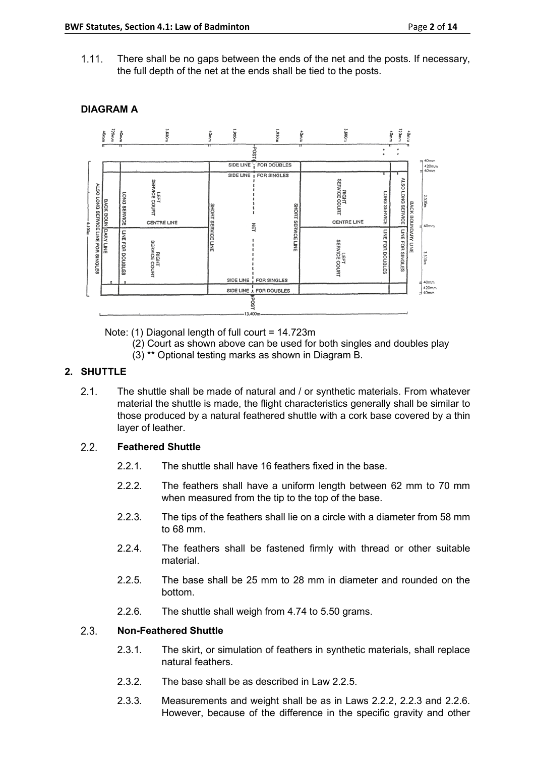1.11. There shall be no gaps between the ends of the net and the posts. If necessary, the full depth of the net at the ends shall be tied to the posts.

**DIAGRAM A**

Note: (1) Diagonal length of full court = 14.723m
(2) Court as shown above can be used for both singles and doubles play
(3) ** Optional testing marks as shown in Diagram B.

## 2. SHUTTLE

2.1. The shuttle shall be made of natural and / or synthetic materials. From whatever material the shuttle is made, the flight characteristics generally shall be similar to those produced by a natural feathered shuttle with a cork base covered by a thin layer of leather.

### 2.2. Feathered Shuttle

2.2.1. The shuttle shall have 16 feathers fixed in the base.

2.2.2. The feathers shall have a uniform length between 62 mm to 70 mm when measured from the tip to the top of the base.

2.2.3. The tips of the feathers shall lie on a circle with a diameter from 58 mm to 68 mm.

2.2.4. The feathers shall be fastened firmly with thread or other suitable material.

2.2.5. The base shall be 25 mm to 28 mm in diameter and rounded on the bottom.

2.2.6. The shuttle shall weigh from 4.74 to 5.50 grams.

### 2.3. Non-Feathered Shuttle

2.3.1. The skirt, or simulation of feathers in synthetic materials, shall replace natural feathers.

2.3.2. The base shall be as described in Law 2.2.5.

2.3.3. Measurements and weight shall be as in Laws 2.2.2, 2.2.3 and 2.2.6. However, because of the difference in the specific gravity and other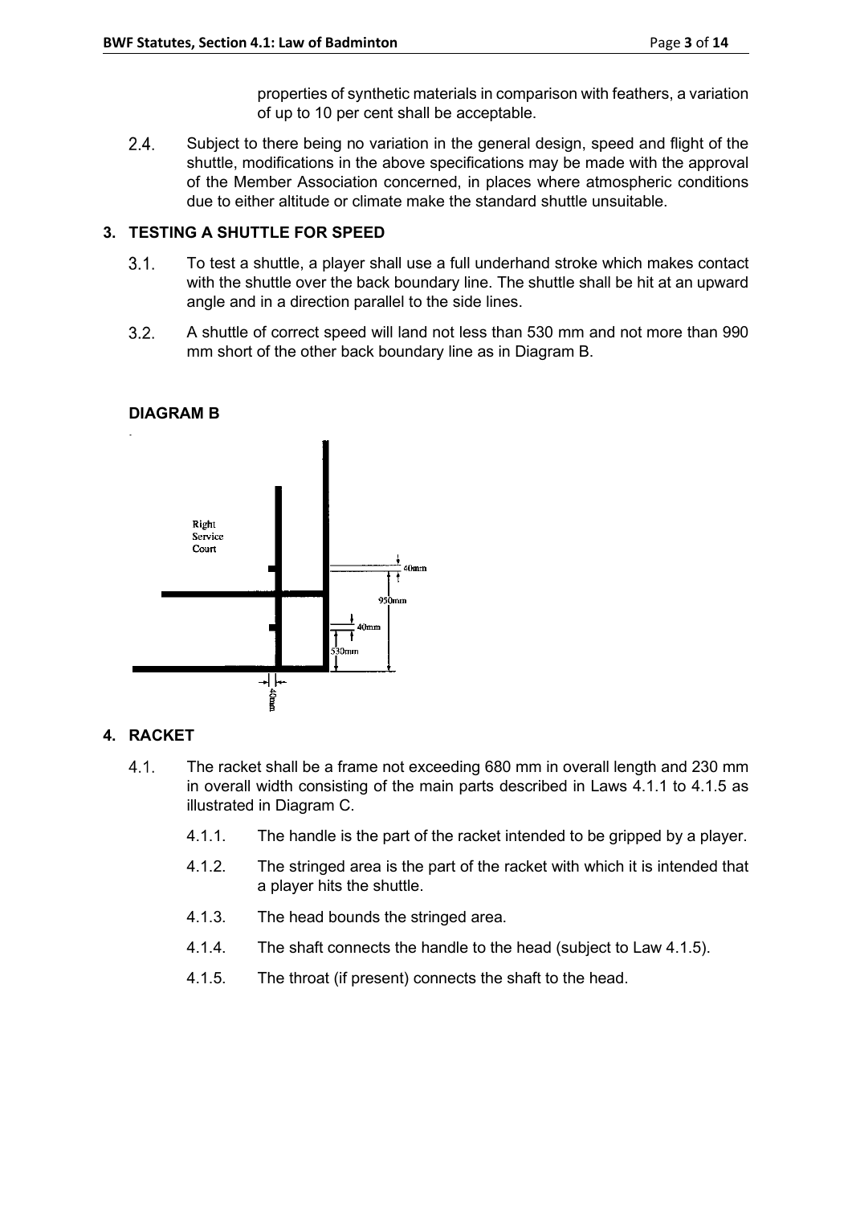properties of synthetic materials in comparison with feathers, a variation of up to 10 per cent shall be acceptable.

2.4. Subject to there being no variation in the general design, speed and flight of the shuttle, modifications in the above specifications may be made with the approval of the Member Association concerned, in places where atmospheric conditions due to either altitude or climate make the standard shuttle unsuitable.

## 3. TESTING A SHUTTLE FOR SPEED

3.1. To test a shuttle, a player shall use a full underhand stroke which makes contact with the shuttle over the back boundary line. The shuttle shall be hit at an upward angle and in a direction parallel to the side lines.

3.2. A shuttle of correct speed will land not less than 530 mm and not more than 990 mm short of the other back boundary line as in Diagram B.

**DIAGRAM B**

Right Service Court

40mm

950mm

40mm

530mm

40mm

## 4. RACKET

4.1. The racket shall be a frame not exceeding 680 mm in overall length and 230 mm in overall width consisting of the main parts described in Laws 4.1.1 to 4.1.5 as illustrated in Diagram C.

- 4.1.1. The handle is the part of the racket intended to be gripped by a player.
- 4.1.2. The stringed area is the part of the racket with which it is intended that a player hits the shuttle.
- 4.1.3. The head bounds the stringed area.
- 4.1.4. The shaft connects the handle to the head (subject to Law 4.1.5).
- 4.1.5. The throat (if present) connects the shaft to the head.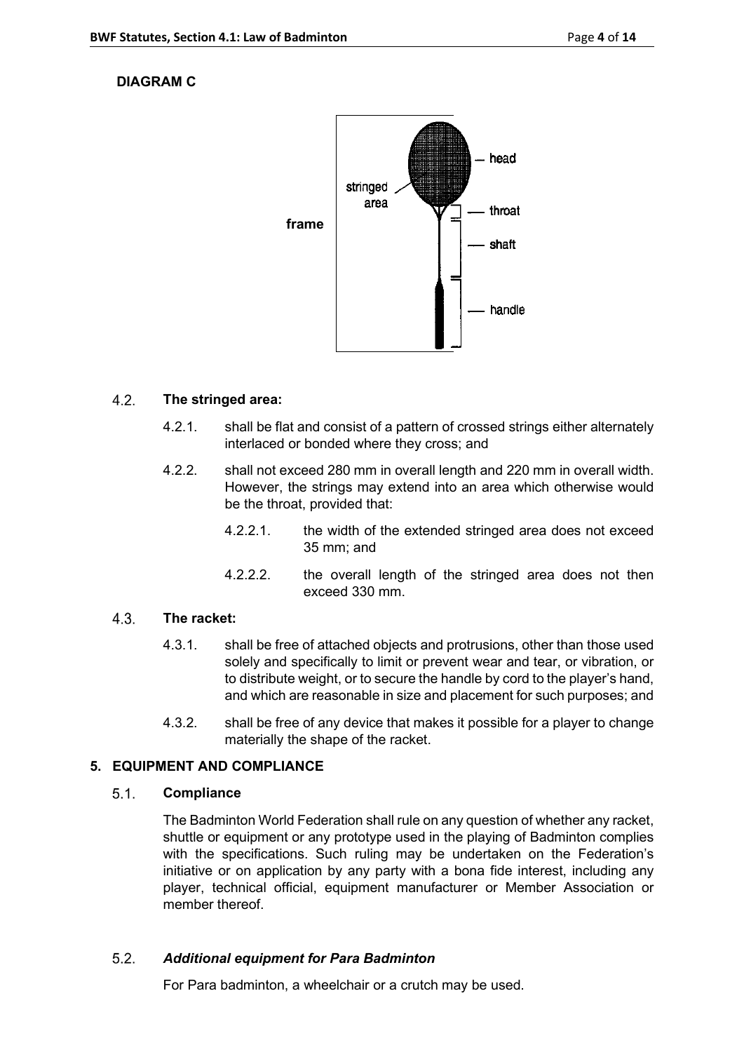**DIAGRAM C**

### 4.2. The stringed area:

4.2.1. shall be flat and consist of a pattern of crossed strings either alternately interlaced or bonded where they cross; and

4.2.2. shall not exceed 280 mm in overall length and 220 mm in overall width. However, the strings may extend into an area which otherwise would be the throat, provided that:

4.2.2.1. the width of the extended stringed area does not exceed 35 mm; and

4.2.2.2. the overall length of the stringed area does not then exceed 330 mm.

### 4.3. The racket:

4.3.1. shall be free of attached objects and protrusions, other than those used solely and specifically to limit or prevent wear and tear, or vibration, or to distribute weight, or to secure the handle by cord to the player's hand, and which are reasonable in size and placement for such purposes; and

4.3.2. shall be free of any device that makes it possible for a player to change materially the shape of the racket.

## 5. EQUIPMENT AND COMPLIANCE

### 5.1. Compliance

The Badminton World Federation shall rule on any question of whether any racket, shuttle or equipment or any prototype used in the playing of Badminton complies with the specifications. Such ruling may be undertaken on the Federation's initiative or on application by any party with a bona fide interest, including any player, technical official, equipment manufacturer or Member Association or member thereof.

### 5.2. *Additional equipment for Para Badminton*

For Para badminton, a wheelchair or a crutch may be used.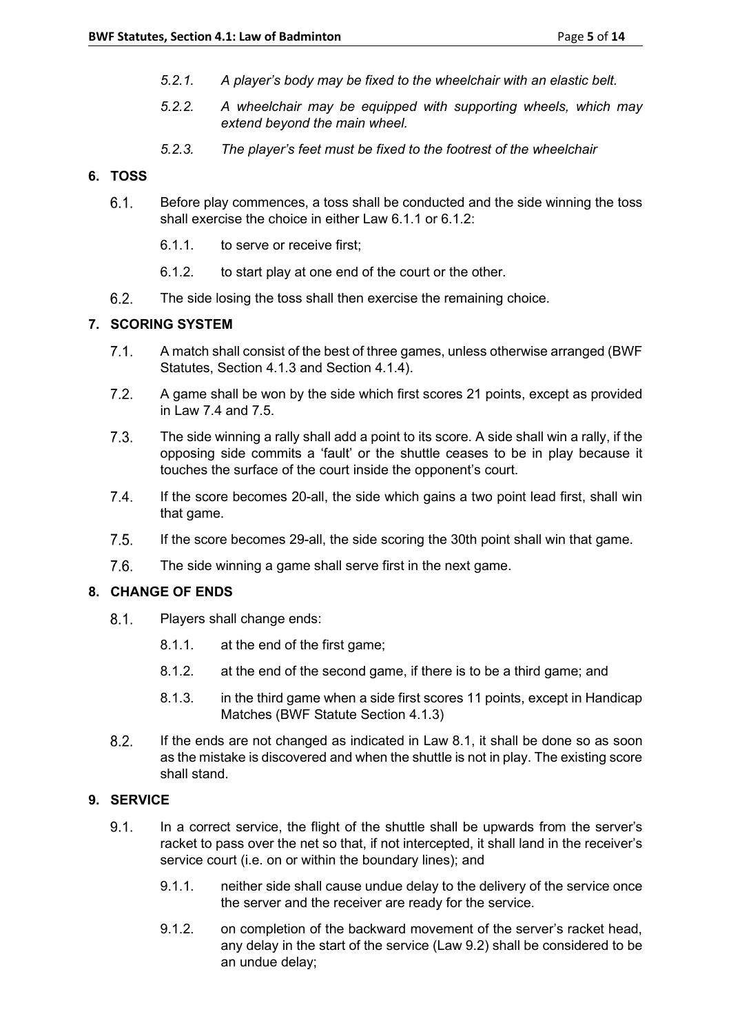*5.2.1. A player's body may be fixed to the wheelchair with an elastic belt.*

*5.2.2. A wheelchair may be equipped with supporting wheels, which may extend beyond the main wheel.*

*5.2.3. The player's feet must be fixed to the footrest of the wheelchair*

## 6. TOSS

6.1. Before play commences, a toss shall be conducted and the side winning the toss shall exercise the choice in either Law 6.1.1 or 6.1.2:

6.1.1. to serve or receive first;

6.1.2. to start play at one end of the court or the other.

6.2. The side losing the toss shall then exercise the remaining choice.

## 7. SCORING SYSTEM

7.1. A match shall consist of the best of three games, unless otherwise arranged (BWF Statutes, Section 4.1.3 and Section 4.1.4).

7.2. A game shall be won by the side which first scores 21 points, except as provided in Law 7.4 and 7.5.

7.3. The side winning a rally shall add a point to its score. A side shall win a rally, if the opposing side commits a 'fault' or the shuttle ceases to be in play because it touches the surface of the court inside the opponent's court.

7.4. If the score becomes 20-all, the side which gains a two point lead first, shall win that game.

7.5. If the score becomes 29-all, the side scoring the 30th point shall win that game.

7.6. The side winning a game shall serve first in the next game.

## 8. CHANGE OF ENDS

8.1. Players shall change ends:

8.1.1. at the end of the first game;

8.1.2. at the end of the second game, if there is to be a third game; and

8.1.3. in the third game when a side first scores 11 points, except in Handicap Matches (BWF Statute Section 4.1.3)

8.2. If the ends are not changed as indicated in Law 8.1, it shall be done so as soon as the mistake is discovered and when the shuttle is not in play. The existing score shall stand.

## 9. SERVICE

9.1. In a correct service, the flight of the shuttle shall be upwards from the server's racket to pass over the net so that, if not intercepted, it shall land in the receiver's service court (i.e. on or within the boundary lines); and

9.1.1. neither side shall cause undue delay to the delivery of the service once the server and the receiver are ready for the service.

9.1.2. on completion of the backward movement of the server's racket head, any delay in the start of the service (Law 9.2) shall be considered to be an undue delay;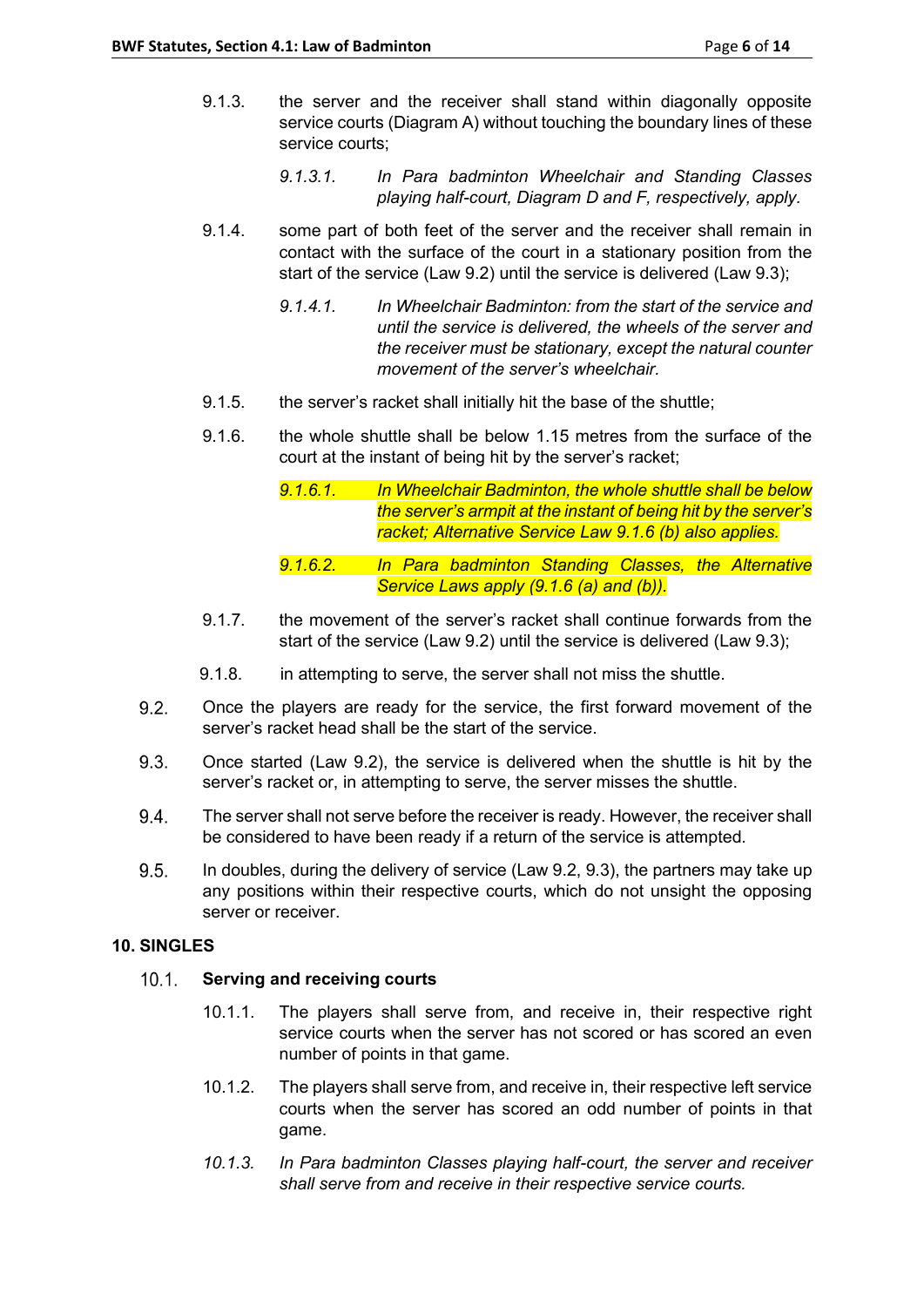9.1.3. the server and the receiver shall stand within diagonally opposite service courts (Diagram A) without touching the boundary lines of these service courts;

*9.1.3.1. In Para badminton Wheelchair and Standing Classes playing half-court, Diagram D and F, respectively, apply.*

9.1.4. some part of both feet of the server and the receiver shall remain in contact with the surface of the court in a stationary position from the start of the service (Law 9.2) until the service is delivered (Law 9.3);

*9.1.4.1. In Wheelchair Badminton: from the start of the service and until the service is delivered, the wheels of the server and the receiver must be stationary, except the natural counter movement of the server's wheelchair.*

9.1.5. the server's racket shall initially hit the base of the shuttle;

9.1.6. the whole shuttle shall be below 1.15 metres from the surface of the court at the instant of being hit by the server's racket;

*9.1.6.1. In Wheelchair Badminton, the whole shuttle shall be below the server's armpit at the instant of being hit by the server's racket; Alternative Service Law 9.1.6 (b) also applies.*

*9.1.6.2. In Para badminton Standing Classes, the Alternative Service Laws apply (9.1.6 (a) and (b)).*

9.1.7. the movement of the server's racket shall continue forwards from the start of the service (Law 9.2) until the service is delivered (Law 9.3);

9.1.8. in attempting to serve, the server shall not miss the shuttle.

9.2. Once the players are ready for the service, the first forward movement of the server's racket head shall be the start of the service.

9.3. Once started (Law 9.2), the service is delivered when the shuttle is hit by the server's racket or, in attempting to serve, the server misses the shuttle.

9.4. The server shall not serve before the receiver is ready. However, the receiver shall be considered to have been ready if a return of the service is attempted.

9.5. In doubles, during the delivery of service (Law 9.2, 9.3), the partners may take up any positions within their respective courts, which do not unsight the opposing server or receiver.

## 10. SINGLES

### 10.1. Serving and receiving courts

10.1.1. The players shall serve from, and receive in, their respective right service courts when the server has not scored or has scored an even number of points in that game.

10.1.2. The players shall serve from, and receive in, their respective left service courts when the server has scored an odd number of points in that game.

*10.1.3. In Para badminton Classes playing half-court, the server and receiver shall serve from and receive in their respective service courts.*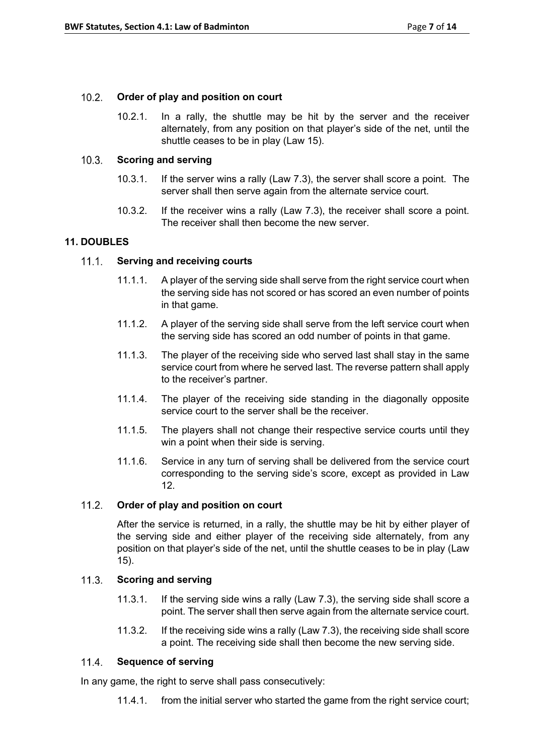### 10.2. Order of play and position on court

10.2.1. In a rally, the shuttle may be hit by the server and the receiver alternately, from any position on that player's side of the net, until the shuttle ceases to be in play (Law 15).

### 10.3. Scoring and serving

10.3.1. If the server wins a rally (Law 7.3), the server shall score a point. The server shall then serve again from the alternate service court.

10.3.2. If the receiver wins a rally (Law 7.3), the receiver shall score a point. The receiver shall then become the new server.

## 11. DOUBLES

### 11.1. Serving and receiving courts

11.1.1. A player of the serving side shall serve from the right service court when the serving side has not scored or has scored an even number of points in that game.

11.1.2. A player of the serving side shall serve from the left service court when the serving side has scored an odd number of points in that game.

11.1.3. The player of the receiving side who served last shall stay in the same service court from where he served last. The reverse pattern shall apply to the receiver's partner.

11.1.4. The player of the receiving side standing in the diagonally opposite service court to the server shall be the receiver.

11.1.5. The players shall not change their respective service courts until they win a point when their side is serving.

11.1.6. Service in any turn of serving shall be delivered from the service court corresponding to the serving side's score, except as provided in Law 12.

### 11.2. Order of play and position on court

After the service is returned, in a rally, the shuttle may be hit by either player of the serving side and either player of the receiving side alternately, from any position on that player's side of the net, until the shuttle ceases to be in play (Law 15).

### 11.3. Scoring and serving

11.3.1. If the serving side wins a rally (Law 7.3), the serving side shall score a point. The server shall then serve again from the alternate service court.

11.3.2. If the receiving side wins a rally (Law 7.3), the receiving side shall score a point. The receiving side shall then become the new serving side.

### 11.4. Sequence of serving

In any game, the right to serve shall pass consecutively:

11.4.1. from the initial server who started the game from the right service court;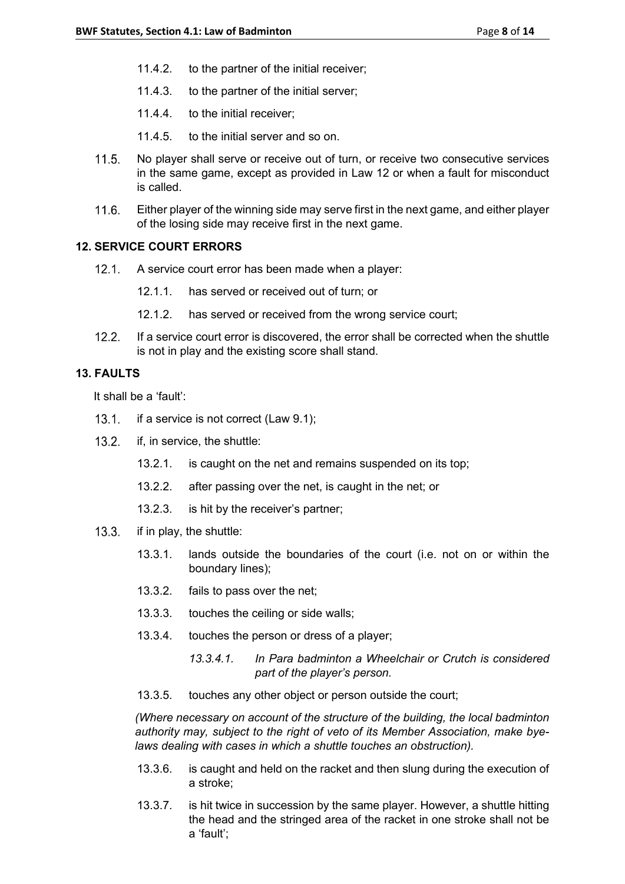- 11.4.2. to the partner of the initial receiver;
- 11.4.3. to the partner of the initial server;
- 11.4.4. to the initial receiver;
- 11.4.5. to the initial server and so on.

11.5. No player shall serve or receive out of turn, or receive two consecutive services in the same game, except as provided in Law 12 or when a fault for misconduct is called.

11.6. Either player of the winning side may serve first in the next game, and either player of the losing side may receive first in the next game.

### 12. SERVICE COURT ERRORS

12.1. A service court error has been made when a player:

- 12.1.1. has served or received out of turn; or
- 12.1.2. has served or received from the wrong service court;

12.2. If a service court error is discovered, the error shall be corrected when the shuttle is not in play and the existing score shall stand.

### 13. FAULTS

It shall be a 'fault':

13.1. if a service is not correct (Law 9.1);

13.2. if, in service, the shuttle:

- 13.2.1. is caught on the net and remains suspended on its top;
- 13.2.2. after passing over the net, is caught in the net; or
- 13.2.3. is hit by the receiver's partner;

13.3. if in play, the shuttle:

- 13.3.1. lands outside the boundaries of the court (i.e. not on or within the boundary lines);
- 13.3.2. fails to pass over the net;
- 13.3.3. touches the ceiling or side walls;
- 13.3.4. touches the person or dress of a player;
  - *13.3.4.1. In Para badminton a Wheelchair or Crutch is considered part of the player's person.*
- 13.3.5. touches any other object or person outside the court;

*(Where necessary on account of the structure of the building, the local badminton authority may, subject to the right of veto of its Member Association, make bye-laws dealing with cases in which a shuttle touches an obstruction).*

- 13.3.6. is caught and held on the racket and then slung during the execution of a stroke;
- 13.3.7. is hit twice in succession by the same player. However, a shuttle hitting the head and the stringed area of the racket in one stroke shall not be a 'fault';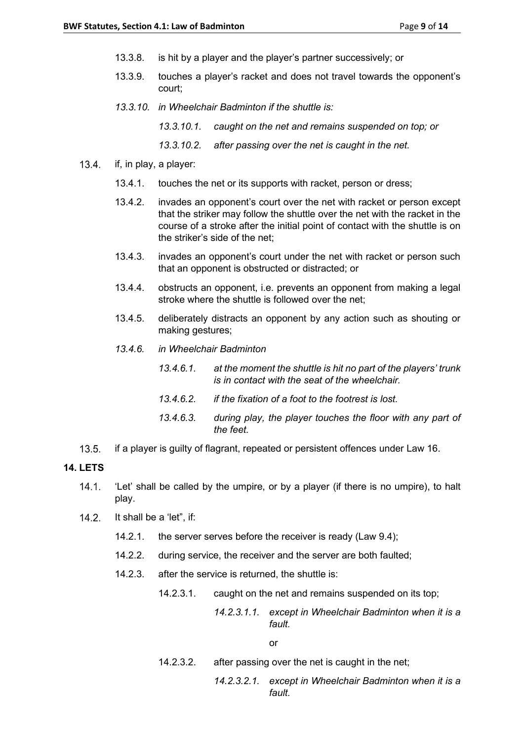- 13.3.8. is hit by a player and the player's partner successively; or
- 13.3.9. touches a player's racket and does not travel towards the opponent's court;
- *13.3.10. in Wheelchair Badminton if the shuttle is:*
  - *13.3.10.1. caught on the net and remains suspended on top; or*
  - *13.3.10.2. after passing over the net is caught in the net.*

13.4. if, in play, a player:

- 13.4.1. touches the net or its supports with racket, person or dress;
- 13.4.2. invades an opponent's court over the net with racket or person except that the striker may follow the shuttle over the net with the racket in the course of a stroke after the initial point of contact with the shuttle is on the striker's side of the net;
- 13.4.3. invades an opponent's court under the net with racket or person such that an opponent is obstructed or distracted; or
- 13.4.4. obstructs an opponent, i.e. prevents an opponent from making a legal stroke where the shuttle is followed over the net;
- 13.4.5. deliberately distracts an opponent by any action such as shouting or making gestures;
- *13.4.6. in Wheelchair Badminton*
  - *13.4.6.1. at the moment the shuttle is hit no part of the players' trunk is in contact with the seat of the wheelchair.*
  - *13.4.6.2. if the fixation of a foot to the footrest is lost.*
  - *13.4.6.3. during play, the player touches the floor with any part of the feet.*

13.5. if a player is guilty of flagrant, repeated or persistent offences under Law 16.

## 14. LETS

14.1. 'Let' shall be called by the umpire, or by a player (if there is no umpire), to halt play.

14.2. It shall be a 'let", if:

- 14.2.1. the server serves before the receiver is ready (Law 9.4);
- 14.2.2. during service, the receiver and the server are both faulted;
- 14.2.3. after the service is returned, the shuttle is:
  - 14.2.3.1. caught on the net and remains suspended on its top;
    - *14.2.3.1.1. except in Wheelchair Badminton when it is a fault.*

    or
  - 14.2.3.2. after passing over the net is caught in the net;
    - *14.2.3.2.1. except in Wheelchair Badminton when it is a fault.*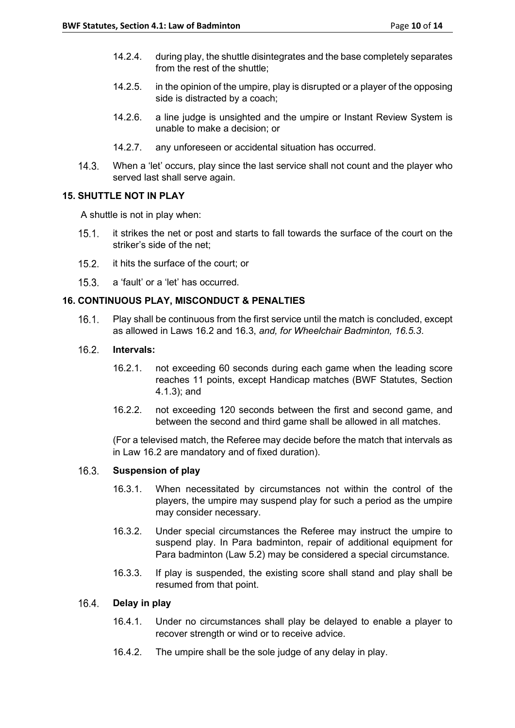14.2.4. during play, the shuttle disintegrates and the base completely separates from the rest of the shuttle;

14.2.5. in the opinion of the umpire, play is disrupted or a player of the opposing side is distracted by a coach;

14.2.6. a line judge is unsighted and the umpire or Instant Review System is unable to make a decision; or

14.2.7. any unforeseen or accidental situation has occurred.

14.3. When a 'let' occurs, play since the last service shall not count and the player who served last shall serve again.

## 15. SHUTTLE NOT IN PLAY

A shuttle is not in play when:

15.1. it strikes the net or post and starts to fall towards the surface of the court on the striker's side of the net;

15.2. it hits the surface of the court; or

15.3. a 'fault' or a 'let' has occurred.

## 16. CONTINUOUS PLAY, MISCONDUCT & PENALTIES

16.1. Play shall be continuous from the first service until the match is concluded, except as allowed in Laws 16.2 and 16.3, *and, for Wheelchair Badminton, 16.5.3*.

16.2. **Intervals:**

16.2.1. not exceeding 60 seconds during each game when the leading score reaches 11 points, except Handicap matches (BWF Statutes, Section 4.1.3); and

16.2.2. not exceeding 120 seconds between the first and second game, and between the second and third game shall be allowed in all matches.

(For a televised match, the Referee may decide before the match that intervals as in Law 16.2 are mandatory and of fixed duration).

16.3. **Suspension of play**

16.3.1. When necessitated by circumstances not within the control of the players, the umpire may suspend play for such a period as the umpire may consider necessary.

16.3.2. Under special circumstances the Referee may instruct the umpire to suspend play. In Para badminton, repair of additional equipment for Para badminton (Law 5.2) may be considered a special circumstance.

16.3.3. If play is suspended, the existing score shall stand and play shall be resumed from that point.

16.4. **Delay in play**

16.4.1. Under no circumstances shall play be delayed to enable a player to recover strength or wind or to receive advice.

16.4.2. The umpire shall be the sole judge of any delay in play.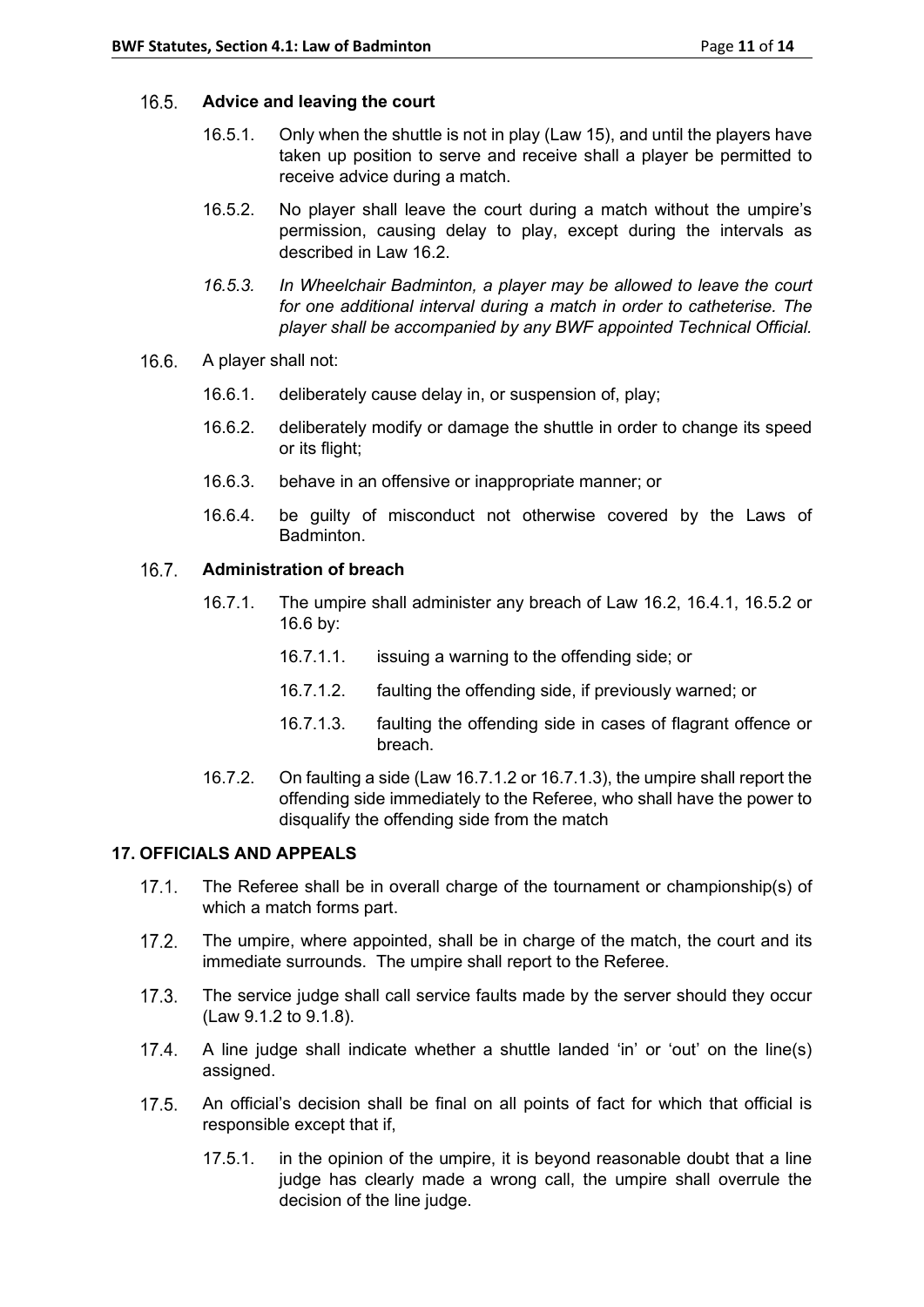### 16.5. Advice and leaving the court

16.5.1. Only when the shuttle is not in play (Law 15), and until the players have taken up position to serve and receive shall a player be permitted to receive advice during a match.

16.5.2. No player shall leave the court during a match without the umpire's permission, causing delay to play, except during the intervals as described in Law 16.2.

*16.5.3. In Wheelchair Badminton, a player may be allowed to leave the court for one additional interval during a match in order to catheterise. The player shall be accompanied by any BWF appointed Technical Official.*

16.6. A player shall not:

16.6.1. deliberately cause delay in, or suspension of, play;

16.6.2. deliberately modify or damage the shuttle in order to change its speed or its flight;

16.6.3. behave in an offensive or inappropriate manner; or

16.6.4. be guilty of misconduct not otherwise covered by the Laws of Badminton.

### 16.7. Administration of breach

16.7.1. The umpire shall administer any breach of Law 16.2, 16.4.1, 16.5.2 or 16.6 by:

16.7.1.1. issuing a warning to the offending side; or

16.7.1.2. faulting the offending side, if previously warned; or

16.7.1.3. faulting the offending side in cases of flagrant offence or breach.

16.7.2. On faulting a side (Law 16.7.1.2 or 16.7.1.3), the umpire shall report the offending side immediately to the Referee, who shall have the power to disqualify the offending side from the match

## 17. OFFICIALS AND APPEALS

17.1. The Referee shall be in overall charge of the tournament or championship(s) of which a match forms part.

17.2. The umpire, where appointed, shall be in charge of the match, the court and its immediate surrounds. The umpire shall report to the Referee.

17.3. The service judge shall call service faults made by the server should they occur (Law 9.1.2 to 9.1.8).

17.4. A line judge shall indicate whether a shuttle landed 'in' or 'out' on the line(s) assigned.

17.5. An official's decision shall be final on all points of fact for which that official is responsible except that if,

17.5.1. in the opinion of the umpire, it is beyond reasonable doubt that a line judge has clearly made a wrong call, the umpire shall overrule the decision of the line judge.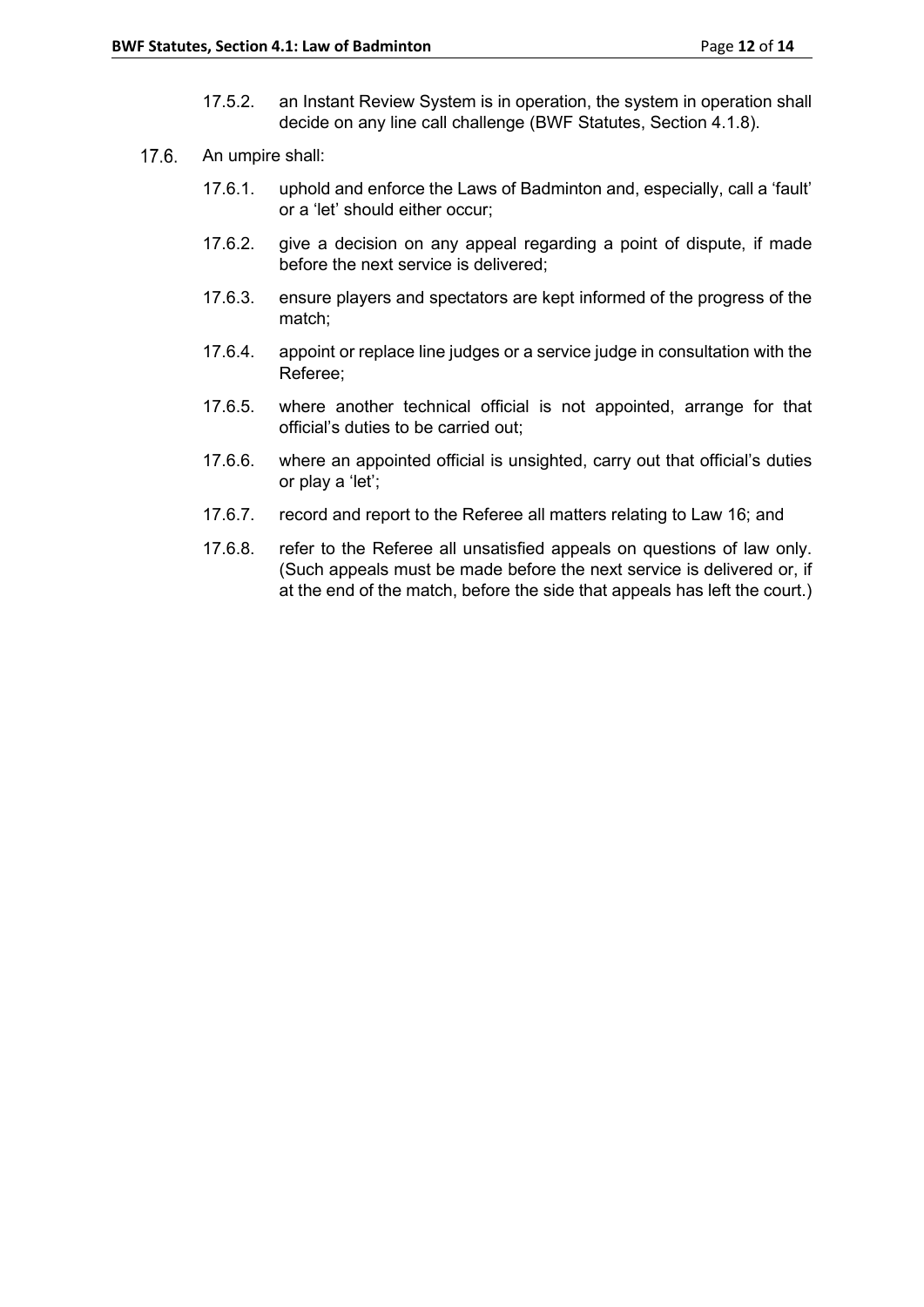17.5.2. an Instant Review System is in operation, the system in operation shall decide on any line call challenge (BWF Statutes, Section 4.1.8).

17.6. An umpire shall:

17.6.1. uphold and enforce the Laws of Badminton and, especially, call a 'fault' or a 'let' should either occur;

17.6.2. give a decision on any appeal regarding a point of dispute, if made before the next service is delivered;

17.6.3. ensure players and spectators are kept informed of the progress of the match;

17.6.4. appoint or replace line judges or a service judge in consultation with the Referee;

17.6.5. where another technical official is not appointed, arrange for that official's duties to be carried out;

17.6.6. where an appointed official is unsighted, carry out that official's duties or play a 'let';

17.6.7. record and report to the Referee all matters relating to Law 16; and

17.6.8. refer to the Referee all unsatisfied appeals on questions of law only. (Such appeals must be made before the next service is delivered or, if at the end of the match, before the side that appeals has left the court.)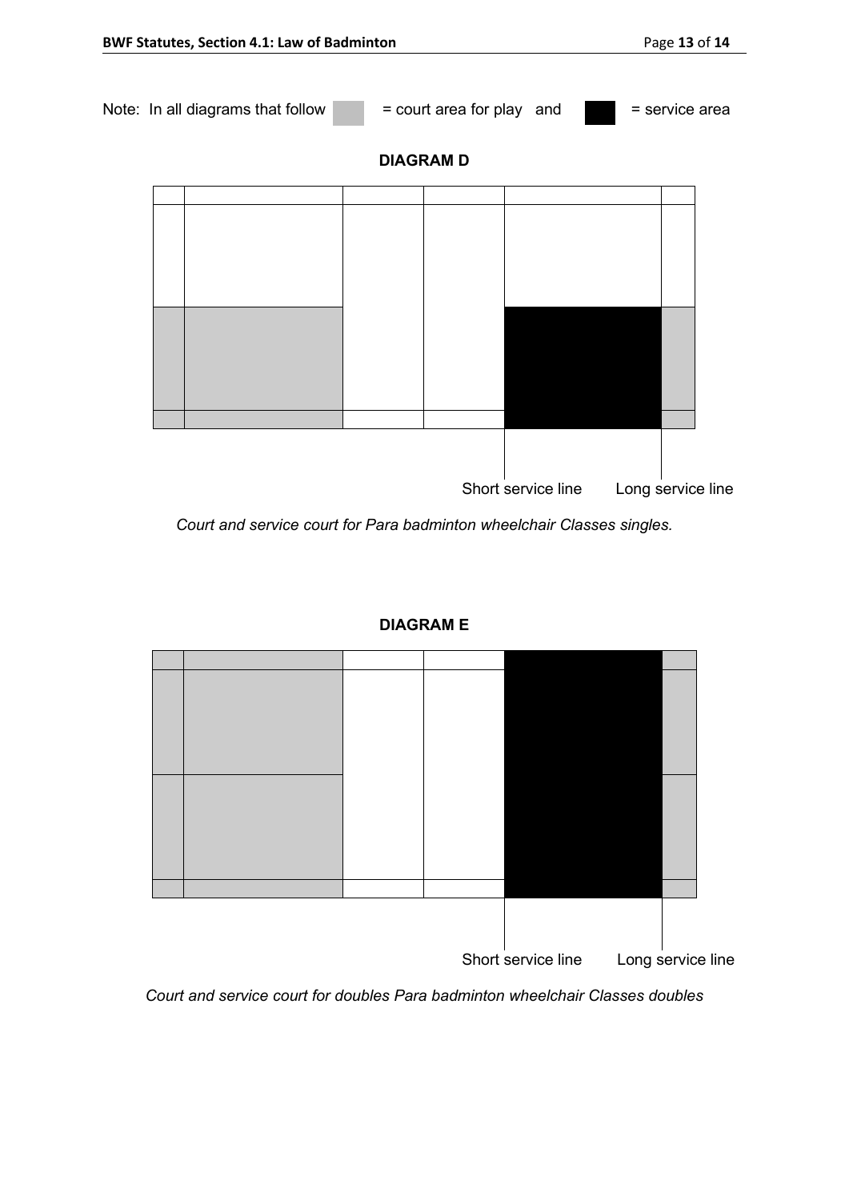Note: In all diagrams that follow (light grey) = court area for play and (black) = service area

**DIAGRAM D**

Short service line    Long service line

*Court and service court for Para badminton wheelchair Classes singles.*

**DIAGRAM E**

Short service line    Long service line

*Court and service court for doubles Para badminton wheelchair Classes doubles*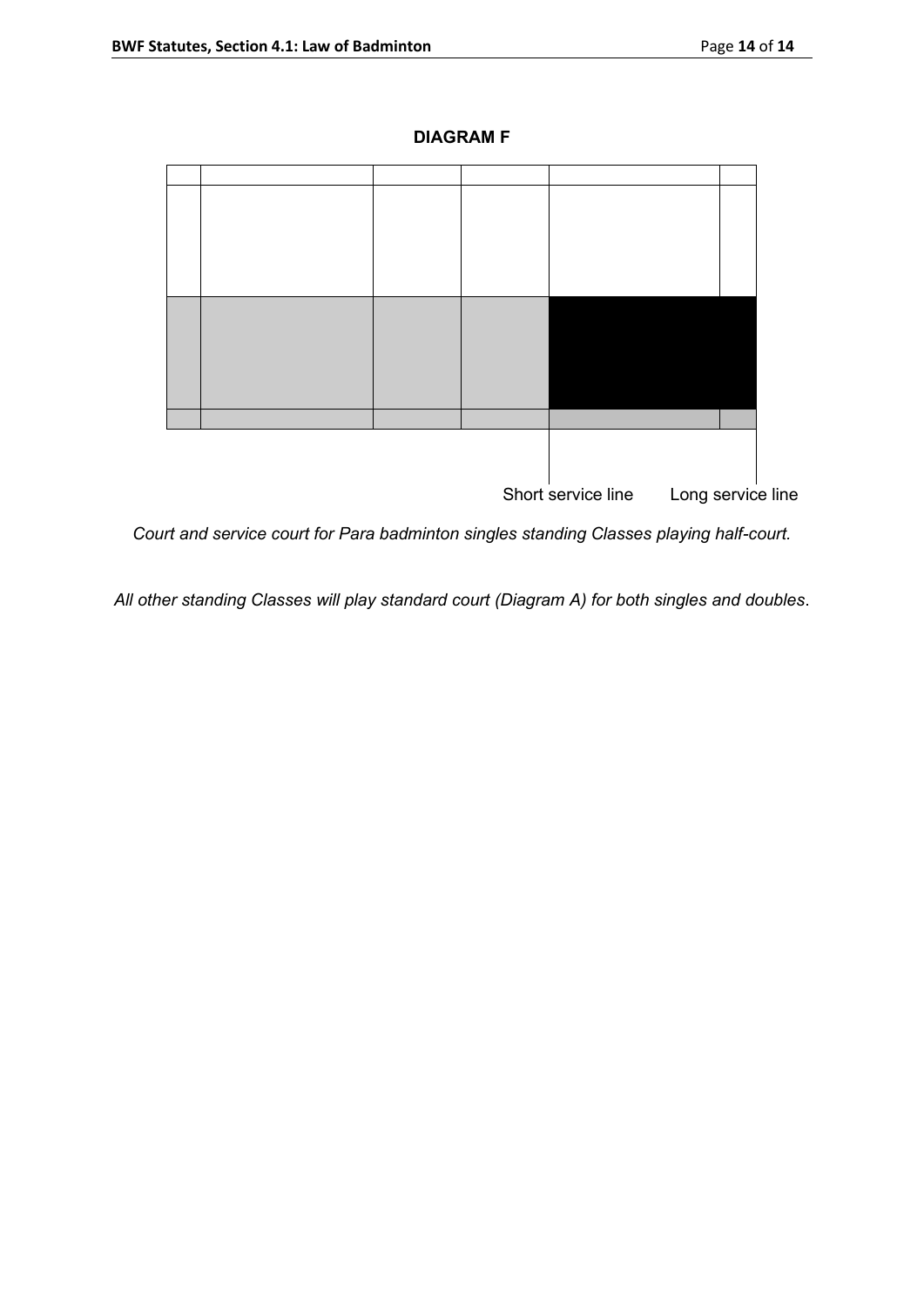**DIAGRAM F**

Short service line

Long service line

*Court and service court for Para badminton singles standing Classes playing half-court.*

*All other standing Classes will play standard court (Diagram A) for both singles and doubles.*